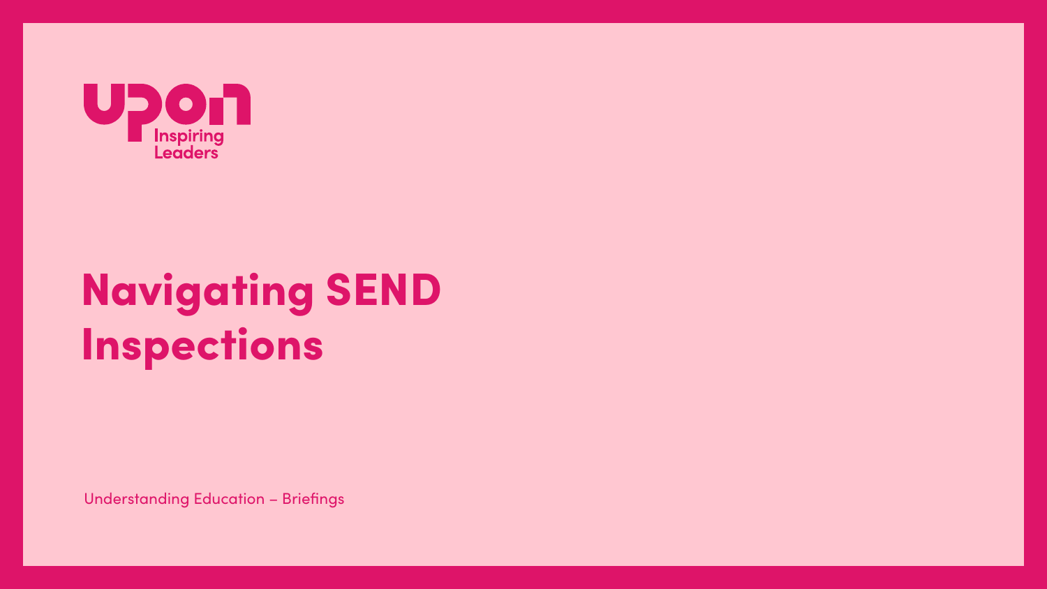upon
Inspiring Leaders

# Navigating SEND Inspections

Understanding Education – Briefings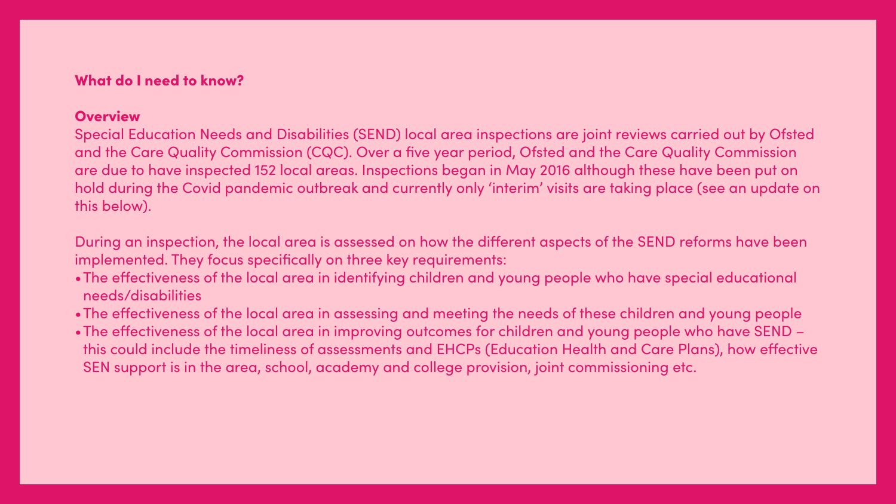## What do I need to know?

### Overview

Special Education Needs and Disabilities (SEND) local area inspections are joint reviews carried out by Ofsted and the Care Quality Commission (CQC). Over a five year period, Ofsted and the Care Quality Commission are due to have inspected 152 local areas. Inspections began in May 2016 although these have been put on hold during the Covid pandemic outbreak and currently only 'interim' visits are taking place (see an update on this below).

During an inspection, the local area is assessed on how the different aspects of the SEND reforms have been implemented. They focus specifically on three key requirements:

- The effectiveness of the local area in identifying children and young people who have special educational needs/disabilities
- The effectiveness of the local area in assessing and meeting the needs of these children and young people
- The effectiveness of the local area in improving outcomes for children and young people who have SEND – this could include the timeliness of assessments and EHCPs (Education Health and Care Plans), how effective SEN support is in the area, school, academy and college provision, joint commissioning etc.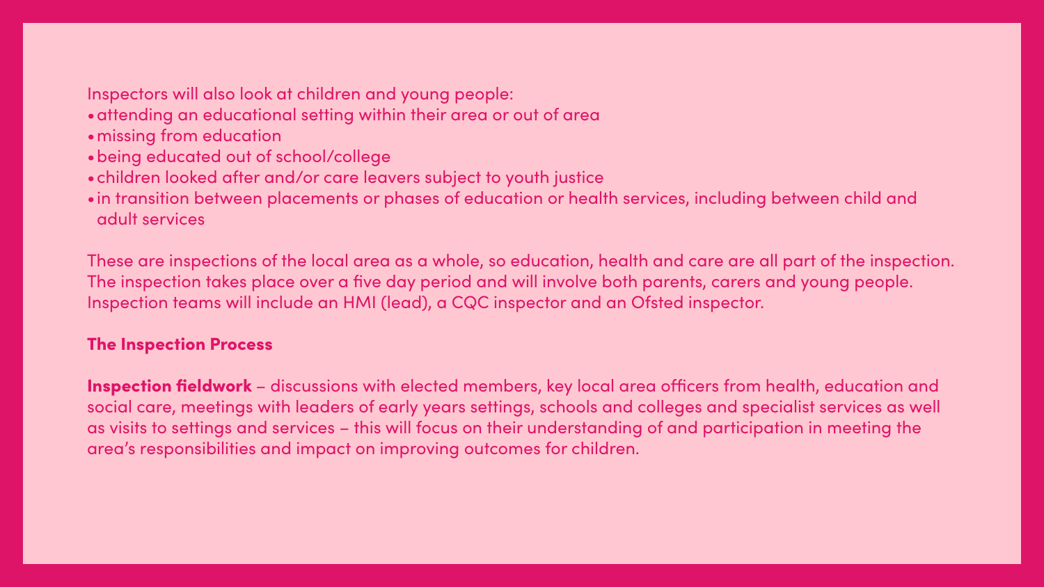Inspectors will also look at children and young people:

- attending an educational setting within their area or out of area
- missing from education
- being educated out of school/college
- children looked after and/or care leavers subject to youth justice
- in transition between placements or phases of education or health services, including between child and adult services

These are inspections of the local area as a whole, so education, health and care are all part of the inspection. The inspection takes place over a five day period and will involve both parents, carers and young people. Inspection teams will include an HMI (lead), a CQC inspector and an Ofsted inspector.

## The Inspection Process

**Inspection fieldwork** – discussions with elected members, key local area officers from health, education and social care, meetings with leaders of early years settings, schools and colleges and specialist services as well as visits to settings and services – this will focus on their understanding of and participation in meeting the area's responsibilities and impact on improving outcomes for children.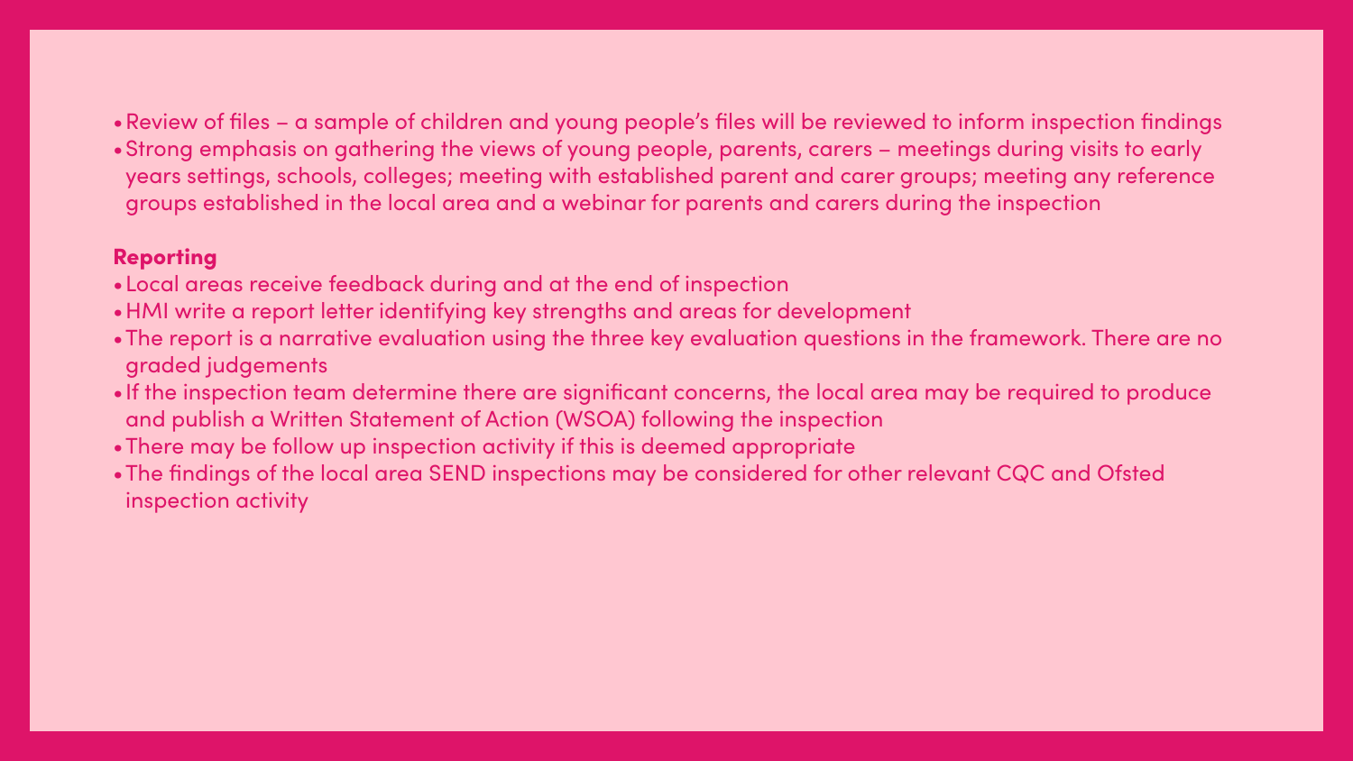- Review of files – a sample of children and young people's files will be reviewed to inform inspection findings
- Strong emphasis on gathering the views of young people, parents, carers – meetings during visits to early years settings, schools, colleges; meeting with established parent and carer groups; meeting any reference groups established in the local area and a webinar for parents and carers during the inspection

### Reporting

- Local areas receive feedback during and at the end of inspection
- HMI write a report letter identifying key strengths and areas for development
- The report is a narrative evaluation using the three key evaluation questions in the framework. There are no graded judgements
- If the inspection team determine there are significant concerns, the local area may be required to produce and publish a Written Statement of Action (WSOA) following the inspection
- There may be follow up inspection activity if this is deemed appropriate
- The findings of the local area SEND inspections may be considered for other relevant CQC and Ofsted inspection activity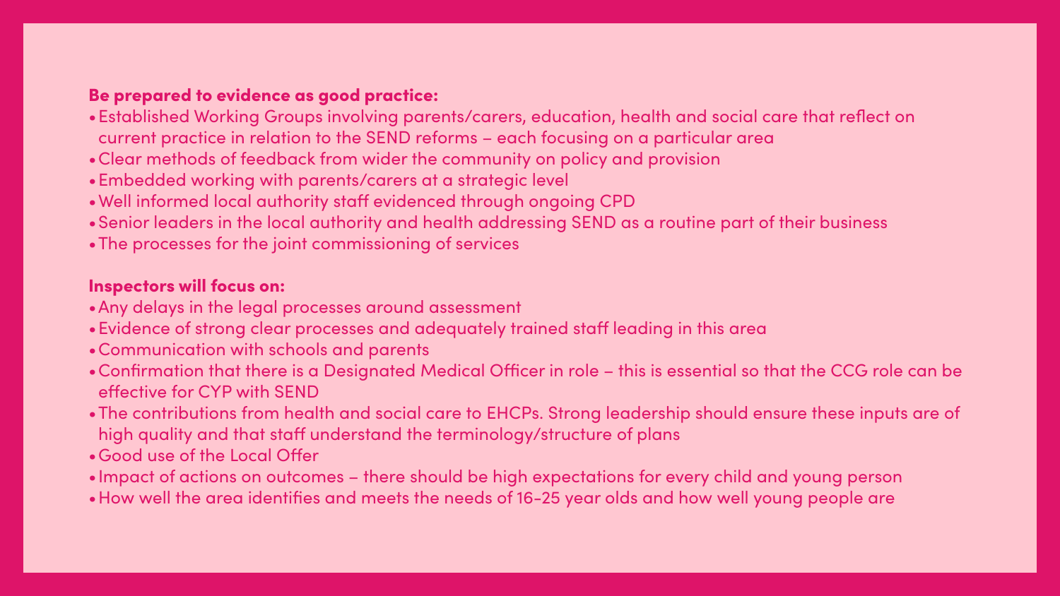**Be prepared to evidence as good practice:**

- Established Working Groups involving parents/carers, education, health and social care that reflect on current practice in relation to the SEND reforms – each focusing on a particular area
- Clear methods of feedback from wider the community on policy and provision
- Embedded working with parents/carers at a strategic level
- Well informed local authority staff evidenced through ongoing CPD
- Senior leaders in the local authority and health addressing SEND as a routine part of their business
- The processes for the joint commissioning of services

**Inspectors will focus on:**

- Any delays in the legal processes around assessment
- Evidence of strong clear processes and adequately trained staff leading in this area
- Communication with schools and parents
- Confirmation that there is a Designated Medical Officer in role – this is essential so that the CCG role can be effective for CYP with SEND
- The contributions from health and social care to EHCPs. Strong leadership should ensure these inputs are of high quality and that staff understand the terminology/structure of plans
- Good use of the Local Offer
- Impact of actions on outcomes – there should be high expectations for every child and young person
- How well the area identifies and meets the needs of 16-25 year olds and how well young people are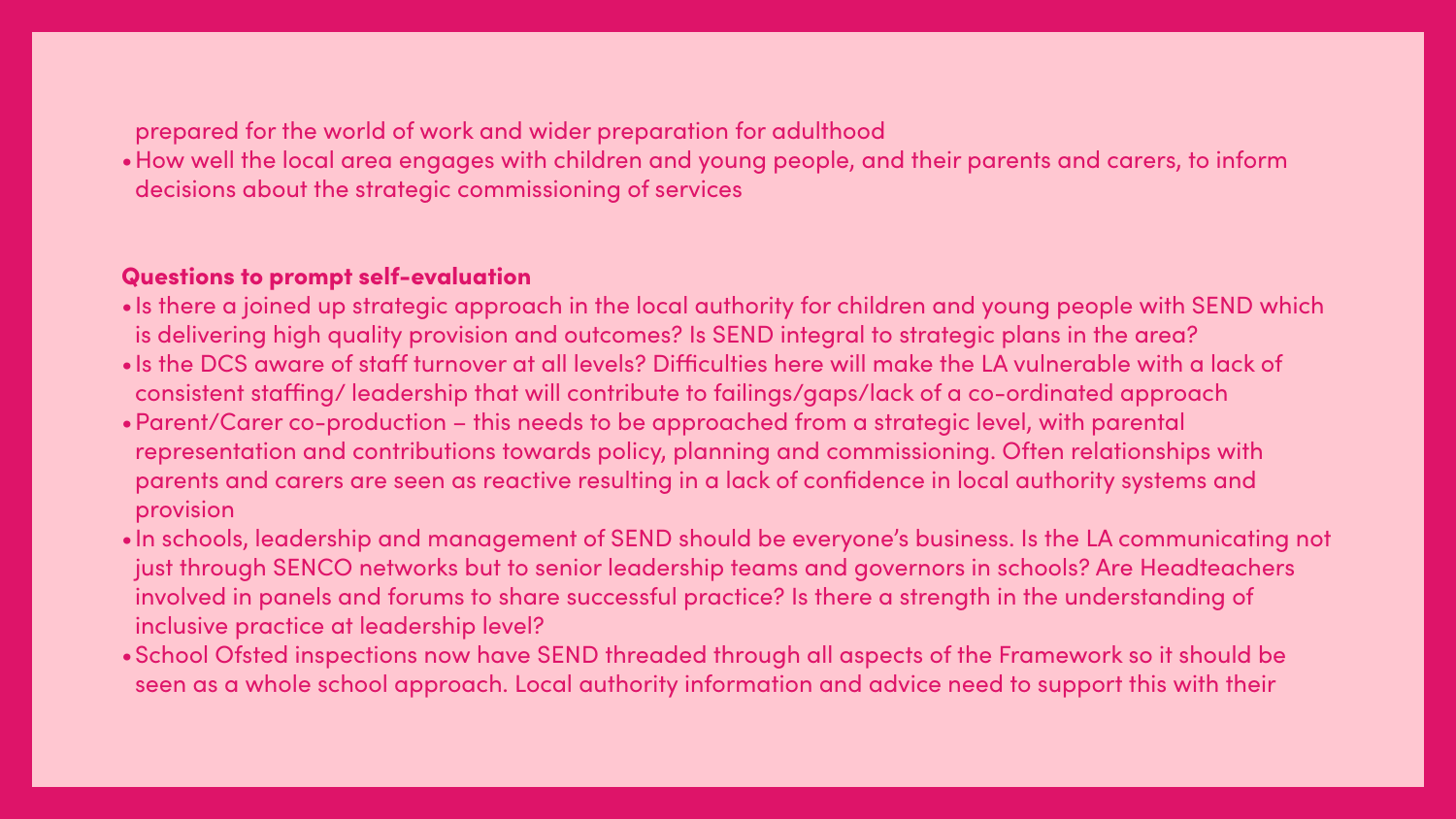prepared for the world of work and wider preparation for adulthood
- How well the local area engages with children and young people, and their parents and carers, to inform decisions about the strategic commissioning of services

**Questions to prompt self-evaluation**

- Is there a joined up strategic approach in the local authority for children and young people with SEND which is delivering high quality provision and outcomes? Is SEND integral to strategic plans in the area?
- Is the DCS aware of staff turnover at all levels? Difficulties here will make the LA vulnerable with a lack of consistent staffing/ leadership that will contribute to failings/gaps/lack of a co-ordinated approach
- Parent/Carer co-production – this needs to be approached from a strategic level, with parental representation and contributions towards policy, planning and commissioning. Often relationships with parents and carers are seen as reactive resulting in a lack of confidence in local authority systems and provision
- In schools, leadership and management of SEND should be everyone's business. Is the LA communicating not just through SENCO networks but to senior leadership teams and governors in schools? Are Headteachers involved in panels and forums to share successful practice? Is there a strength in the understanding of inclusive practice at leadership level?
- School Ofsted inspections now have SEND threaded through all aspects of the Framework so it should be seen as a whole school approach. Local authority information and advice need to support this with their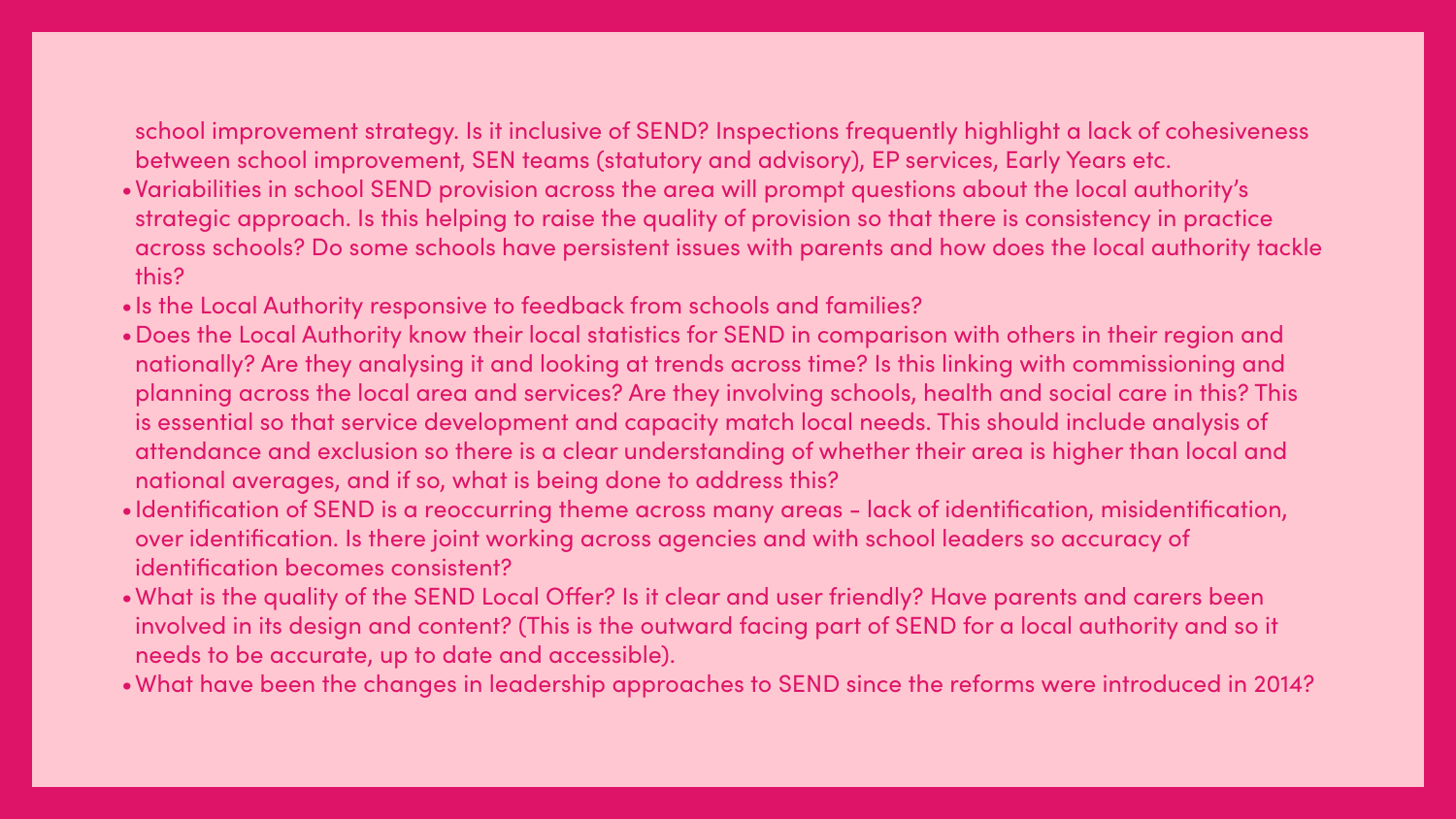school improvement strategy. Is it inclusive of SEND? Inspections frequently highlight a lack of cohesiveness between school improvement, SEN teams (statutory and advisory), EP services, Early Years etc.

- Variabilities in school SEND provision across the area will prompt questions about the local authority's strategic approach. Is this helping to raise the quality of provision so that there is consistency in practice across schools? Do some schools have persistent issues with parents and how does the local authority tackle this?
- Is the Local Authority responsive to feedback from schools and families?
- Does the Local Authority know their local statistics for SEND in comparison with others in their region and nationally? Are they analysing it and looking at trends across time? Is this linking with commissioning and planning across the local area and services? Are they involving schools, health and social care in this? This is essential so that service development and capacity match local needs. This should include analysis of attendance and exclusion so there is a clear understanding of whether their area is higher than local and national averages, and if so, what is being done to address this?
- Identification of SEND is a reoccurring theme across many areas - lack of identification, misidentification, over identification. Is there joint working across agencies and with school leaders so accuracy of identification becomes consistent?
- What is the quality of the SEND Local Offer? Is it clear and user friendly? Have parents and carers been involved in its design and content? (This is the outward facing part of SEND for a local authority and so it needs to be accurate, up to date and accessible).
- What have been the changes in leadership approaches to SEND since the reforms were introduced in 2014?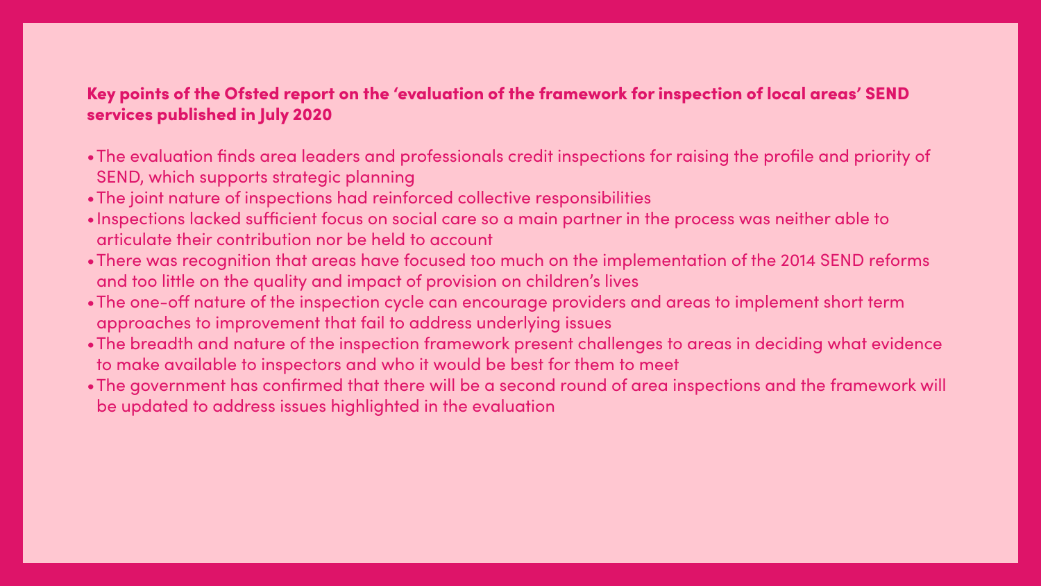**Key points of the Ofsted report on the 'evaluation of the framework for inspection of local areas' SEND services published in July 2020**

- The evaluation finds area leaders and professionals credit inspections for raising the profile and priority of SEND, which supports strategic planning
- The joint nature of inspections had reinforced collective responsibilities
- Inspections lacked sufficient focus on social care so a main partner in the process was neither able to articulate their contribution nor be held to account
- There was recognition that areas have focused too much on the implementation of the 2014 SEND reforms and too little on the quality and impact of provision on children's lives
- The one-off nature of the inspection cycle can encourage providers and areas to implement short term approaches to improvement that fail to address underlying issues
- The breadth and nature of the inspection framework present challenges to areas in deciding what evidence to make available to inspectors and who it would be best for them to meet
- The government has confirmed that there will be a second round of area inspections and the framework will be updated to address issues highlighted in the evaluation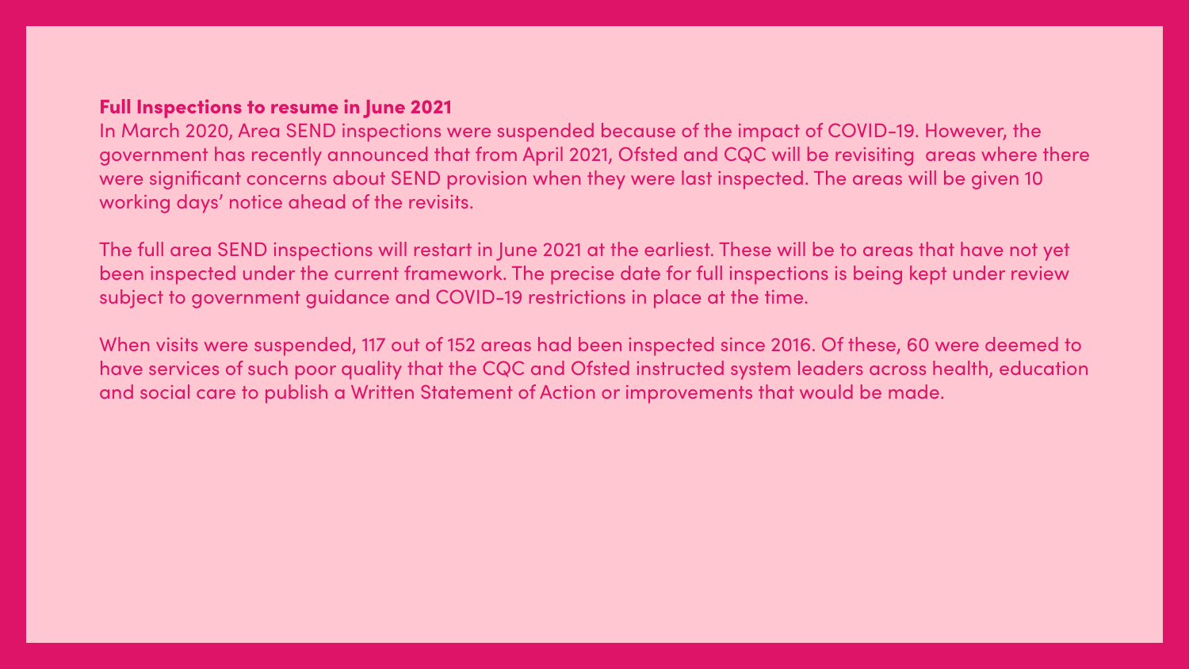## Full Inspections to resume in June 2021

In March 2020, Area SEND inspections were suspended because of the impact of COVID-19. However, the government has recently announced that from April 2021, Ofsted and CQC will be revisiting areas where there were significant concerns about SEND provision when they were last inspected. The areas will be given 10 working days' notice ahead of the revisits.

The full area SEND inspections will restart in June 2021 at the earliest. These will be to areas that have not yet been inspected under the current framework. The precise date for full inspections is being kept under review subject to government guidance and COVID-19 restrictions in place at the time.

When visits were suspended, 117 out of 152 areas had been inspected since 2016. Of these, 60 were deemed to have services of such poor quality that the CQC and Ofsted instructed system leaders across health, education and social care to publish a Written Statement of Action or improvements that would be made.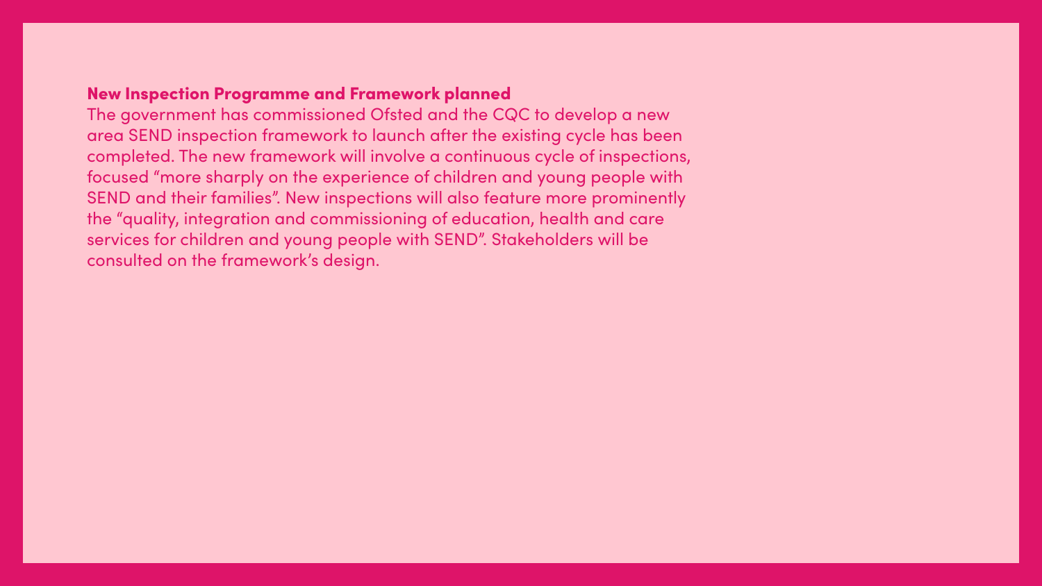### New Inspection Programme and Framework planned

The government has commissioned Ofsted and the CQC to develop a new area SEND inspection framework to launch after the existing cycle has been completed. The new framework will involve a continuous cycle of inspections, focused "more sharply on the experience of children and young people with SEND and their families". New inspections will also feature more prominently the "quality, integration and commissioning of education, health and care services for children and young people with SEND". Stakeholders will be consulted on the framework's design.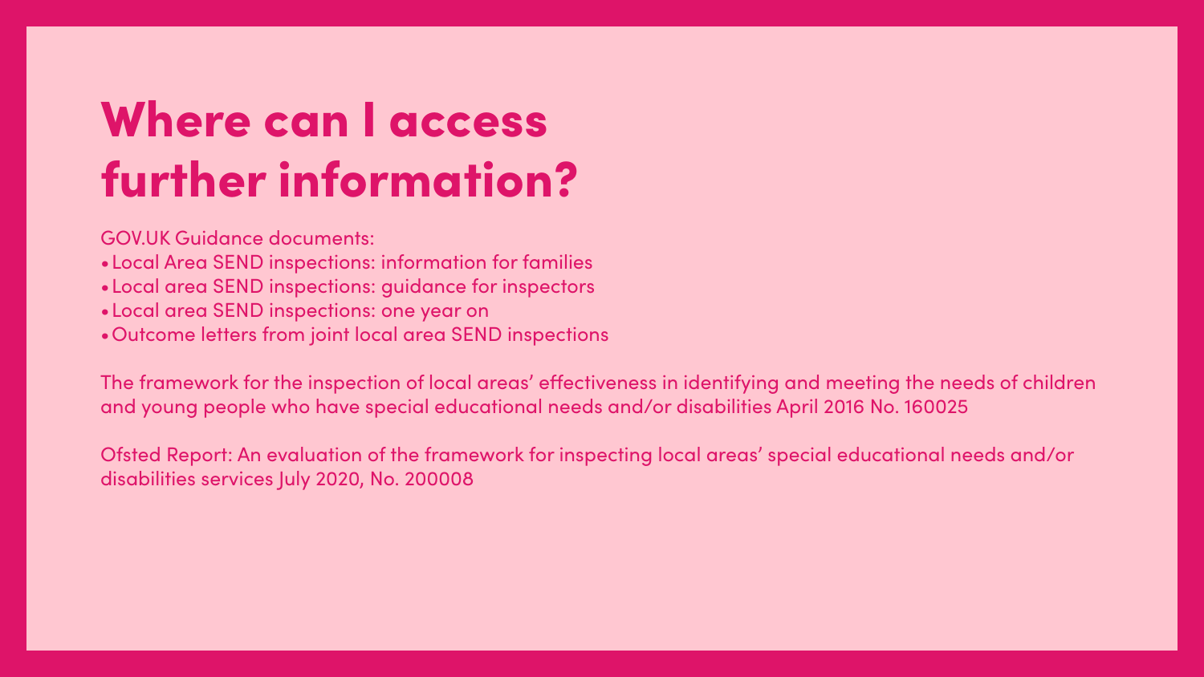# Where can I access further information?

GOV.UK Guidance documents:

- Local Area SEND inspections: information for families
- Local area SEND inspections: guidance for inspectors
- Local area SEND inspections: one year on
- Outcome letters from joint local area SEND inspections

The framework for the inspection of local areas' effectiveness in identifying and meeting the needs of children and young people who have special educational needs and/or disabilities April 2016 No. 160025

Ofsted Report: An evaluation of the framework for inspecting local areas' special educational needs and/or disabilities services July 2020, No. 200008